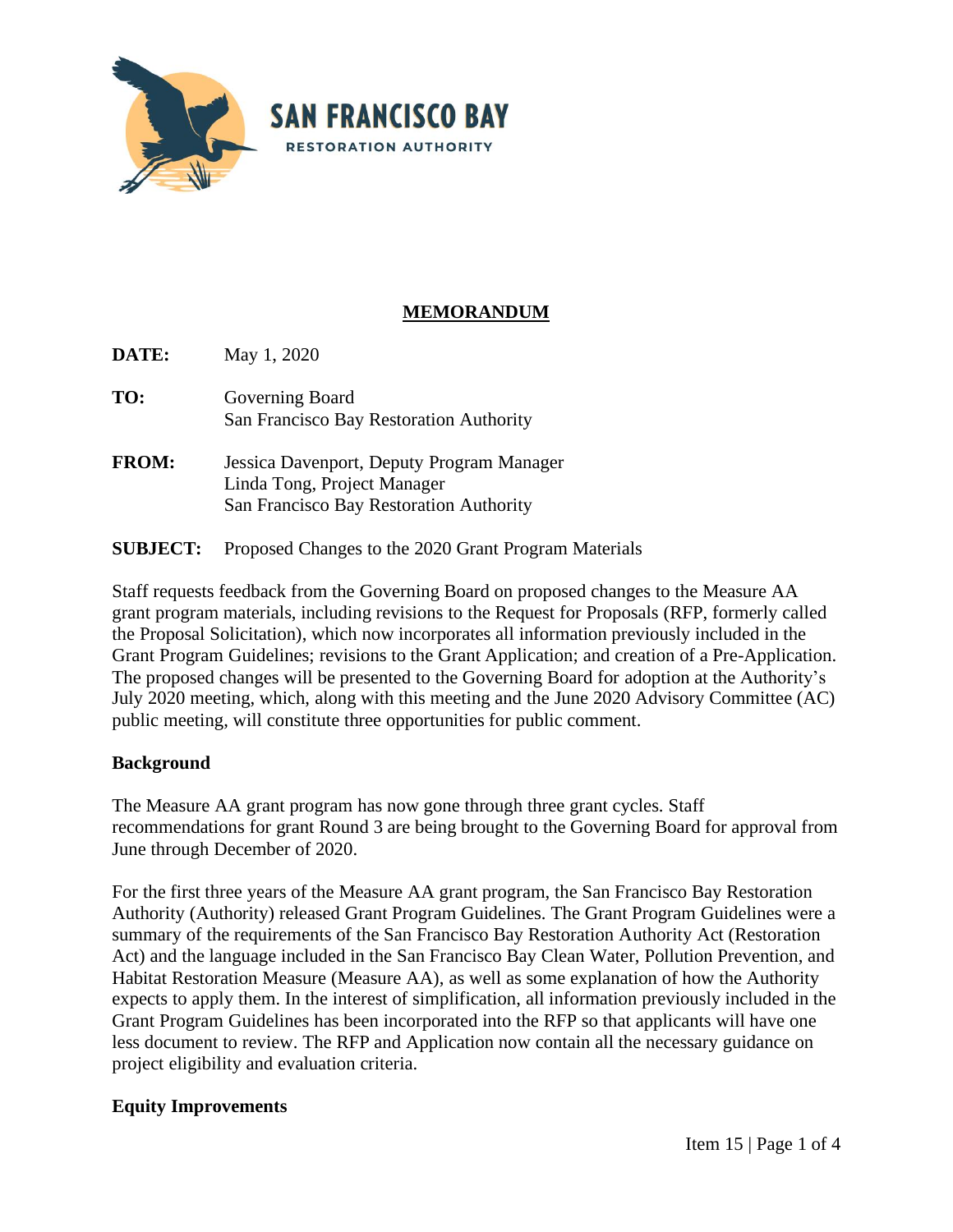**SAN FRANCISCO BAY**
RESTORATION AUTHORITY

# MEMORANDUM

**DATE:** May 1, 2020

**TO:** Governing Board
San Francisco Bay Restoration Authority

**FROM:** Jessica Davenport, Deputy Program Manager
Linda Tong, Project Manager
San Francisco Bay Restoration Authority

**SUBJECT:** Proposed Changes to the 2020 Grant Program Materials

Staff requests feedback from the Governing Board on proposed changes to the Measure AA grant program materials, including revisions to the Request for Proposals (RFP, formerly called the Proposal Solicitation), which now incorporates all information previously included in the Grant Program Guidelines; revisions to the Grant Application; and creation of a Pre-Application. The proposed changes will be presented to the Governing Board for adoption at the Authority's July 2020 meeting, which, along with this meeting and the June 2020 Advisory Committee (AC) public meeting, will constitute three opportunities for public comment.

## Background

The Measure AA grant program has now gone through three grant cycles. Staff recommendations for grant Round 3 are being brought to the Governing Board for approval from June through December of 2020.

For the first three years of the Measure AA grant program, the San Francisco Bay Restoration Authority (Authority) released Grant Program Guidelines. The Grant Program Guidelines were a summary of the requirements of the San Francisco Bay Restoration Authority Act (Restoration Act) and the language included in the San Francisco Bay Clean Water, Pollution Prevention, and Habitat Restoration Measure (Measure AA), as well as some explanation of how the Authority expects to apply them. In the interest of simplification, all information previously included in the Grant Program Guidelines has been incorporated into the RFP so that applicants will have one less document to review. The RFP and Application now contain all the necessary guidance on project eligibility and evaluation criteria.

## Equity Improvements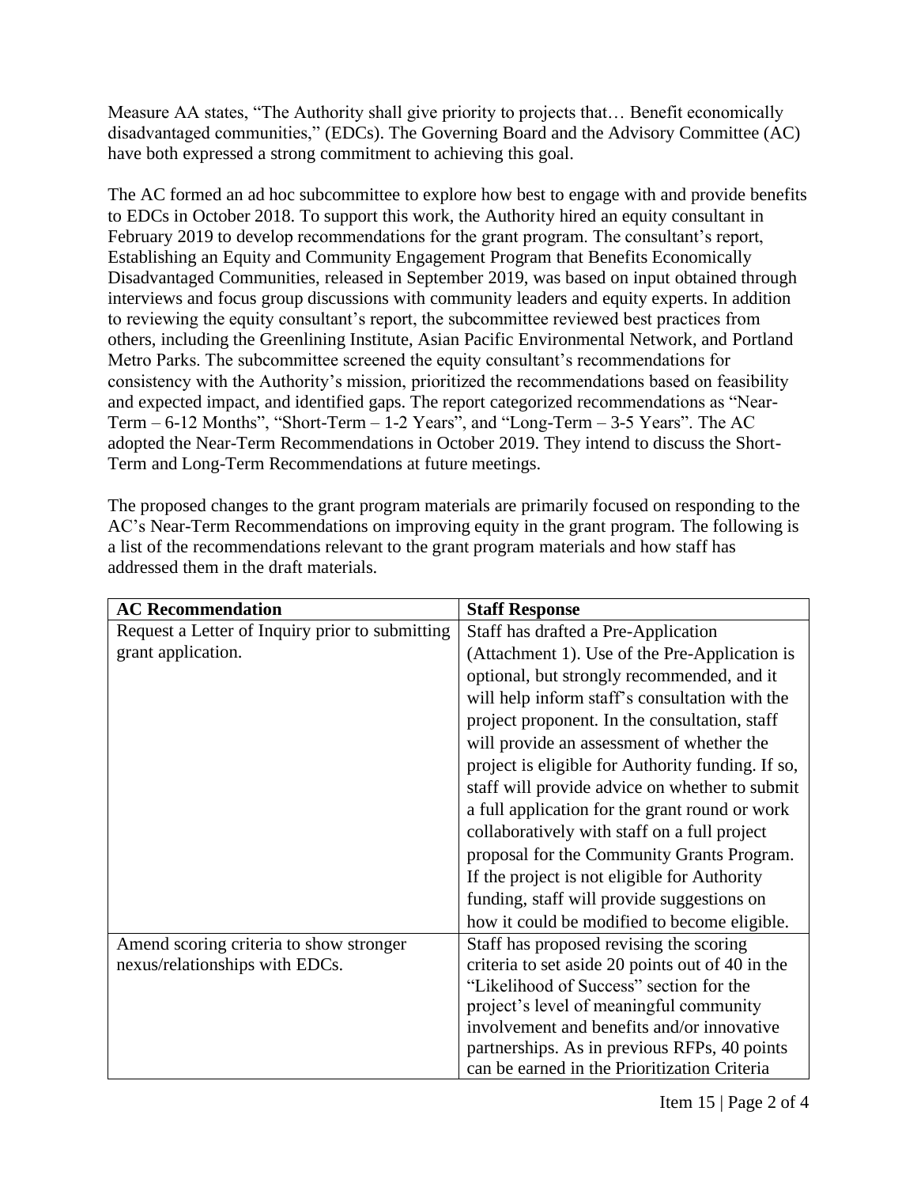Measure AA states, "The Authority shall give priority to projects that… Benefit economically disadvantaged communities," (EDCs). The Governing Board and the Advisory Committee (AC) have both expressed a strong commitment to achieving this goal.

The AC formed an ad hoc subcommittee to explore how best to engage with and provide benefits to EDCs in October 2018. To support this work, the Authority hired an equity consultant in February 2019 to develop recommendations for the grant program. The consultant's report, Establishing an Equity and Community Engagement Program that Benefits Economically Disadvantaged Communities, released in September 2019, was based on input obtained through interviews and focus group discussions with community leaders and equity experts. In addition to reviewing the equity consultant's report, the subcommittee reviewed best practices from others, including the Greenlining Institute, Asian Pacific Environmental Network, and Portland Metro Parks. The subcommittee screened the equity consultant's recommendations for consistency with the Authority's mission, prioritized the recommendations based on feasibility and expected impact, and identified gaps. The report categorized recommendations as "Near-Term – 6-12 Months", "Short-Term – 1-2 Years", and "Long-Term – 3-5 Years". The AC adopted the Near-Term Recommendations in October 2019. They intend to discuss the Short-Term and Long-Term Recommendations at future meetings.

The proposed changes to the grant program materials are primarily focused on responding to the AC's Near-Term Recommendations on improving equity in the grant program. The following is a list of the recommendations relevant to the grant program materials and how staff has addressed them in the draft materials.

| AC Recommendation | Staff Response |
| --- | --- |
| Request a Letter of Inquiry prior to submitting grant application. | Staff has drafted a Pre-Application (Attachment 1). Use of the Pre-Application is optional, but strongly recommended, and it will help inform staff's consultation with the project proponent. In the consultation, staff will provide an assessment of whether the project is eligible for Authority funding. If so, staff will provide advice on whether to submit a full application for the grant round or work collaboratively with staff on a full project proposal for the Community Grants Program. If the project is not eligible for Authority funding, staff will provide suggestions on how it could be modified to become eligible. |
| Amend scoring criteria to show stronger nexus/relationships with EDCs. | Staff has proposed revising the scoring criteria to set aside 20 points out of 40 in the "Likelihood of Success" section for the project's level of meaningful community involvement and benefits and/or innovative partnerships. As in previous RFPs, 40 points can be earned in the Prioritization Criteria |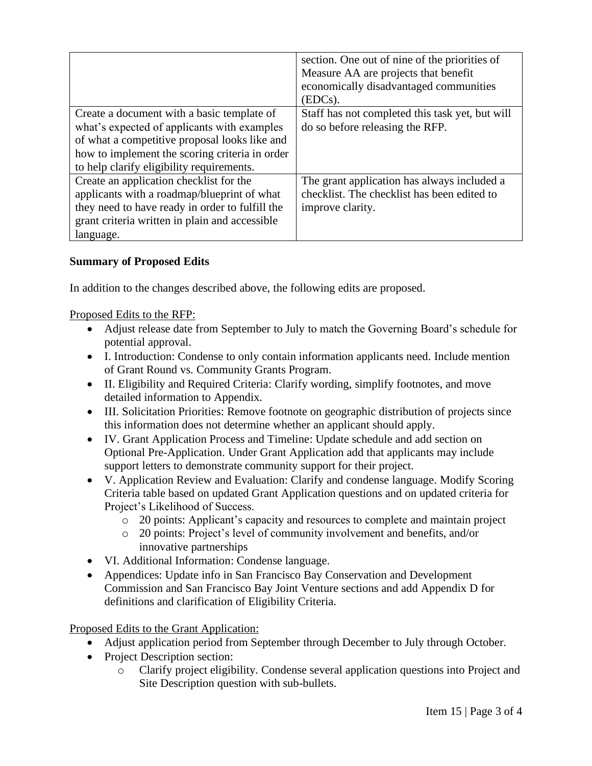| | |
|---|---|
| | section. One out of nine of the priorities of Measure AA are projects that benefit economically disadvantaged communities (EDCs). |
| Create a document with a basic template of what's expected of applicants with examples of what a competitive proposal looks like and how to implement the scoring criteria in order to help clarify eligibility requirements. | Staff has not completed this task yet, but will do so before releasing the RFP. |
| Create an application checklist for the applicants with a roadmap/blueprint of what they need to have ready in order to fulfill the grant criteria written in plain and accessible language. | The grant application has always included a checklist. The checklist has been edited to improve clarity. |

**Summary of Proposed Edits**

In addition to the changes described above, the following edits are proposed.

Proposed Edits to the RFP:

- Adjust release date from September to July to match the Governing Board's schedule for potential approval.
- I. Introduction: Condense to only contain information applicants need. Include mention of Grant Round vs. Community Grants Program.
- II. Eligibility and Required Criteria: Clarify wording, simplify footnotes, and move detailed information to Appendix.
- III. Solicitation Priorities: Remove footnote on geographic distribution of projects since this information does not determine whether an applicant should apply.
- IV. Grant Application Process and Timeline: Update schedule and add section on Optional Pre-Application. Under Grant Application add that applicants may include support letters to demonstrate community support for their project.
- V. Application Review and Evaluation: Clarify and condense language. Modify Scoring Criteria table based on updated Grant Application questions and on updated criteria for Project's Likelihood of Success.
    - 20 points: Applicant's capacity and resources to complete and maintain project
    - 20 points: Project's level of community involvement and benefits, and/or innovative partnerships
- VI. Additional Information: Condense language.
- Appendices: Update info in San Francisco Bay Conservation and Development Commission and San Francisco Bay Joint Venture sections and add Appendix D for definitions and clarification of Eligibility Criteria.

Proposed Edits to the Grant Application:

- Adjust application period from September through December to July through October.
- Project Description section:
    - Clarify project eligibility. Condense several application questions into Project and Site Description question with sub-bullets.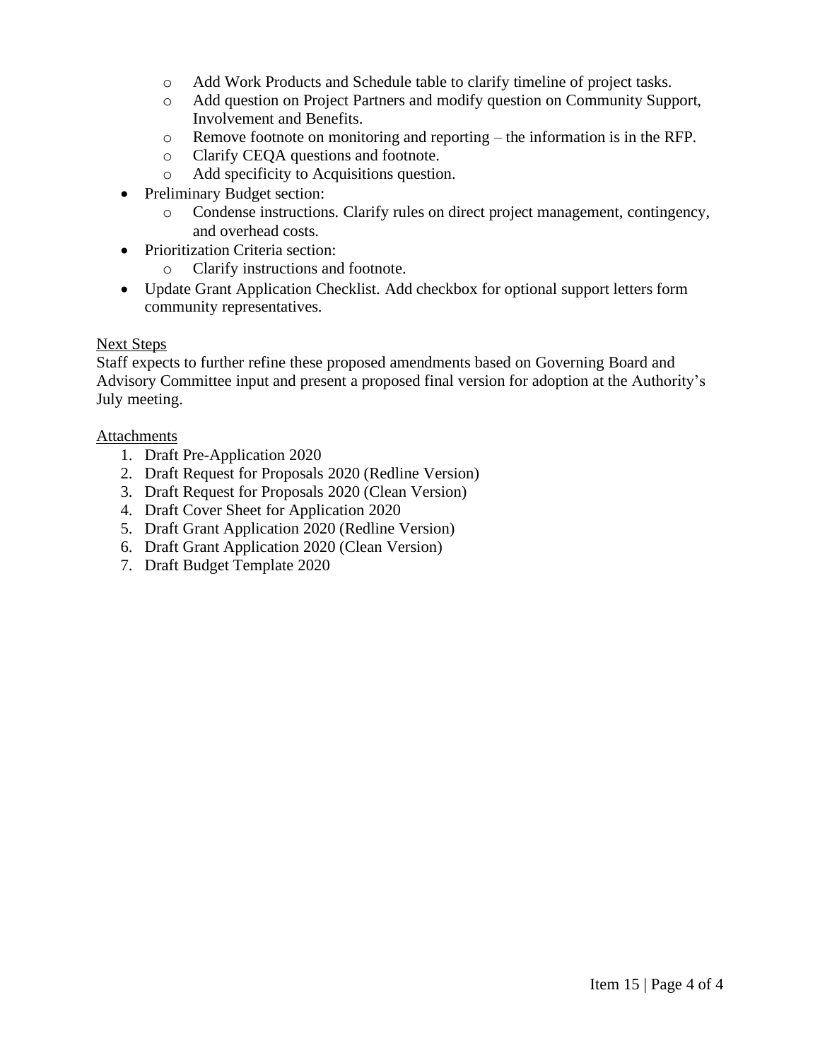- Add Work Products and Schedule table to clarify timeline of project tasks.
    - Add question on Project Partners and modify question on Community Support, Involvement and Benefits.
    - Remove footnote on monitoring and reporting – the information is in the RFP.
    - Clarify CEQA questions and footnote.
    - Add specificity to Acquisitions question.
- Preliminary Budget section:
    - Condense instructions. Clarify rules on direct project management, contingency, and overhead costs.
- Prioritization Criteria section:
    - Clarify instructions and footnote.
- Update Grant Application Checklist. Add checkbox for optional support letters form community representatives.

<u>Next Steps</u>

Staff expects to further refine these proposed amendments based on Governing Board and Advisory Committee input and present a proposed final version for adoption at the Authority's July meeting.

<u>Attachments</u>

1. Draft Pre-Application 2020
2. Draft Request for Proposals 2020 (Redline Version)
3. Draft Request for Proposals 2020 (Clean Version)
4. Draft Cover Sheet for Application 2020
5. Draft Grant Application 2020 (Redline Version)
6. Draft Grant Application 2020 (Clean Version)
7. Draft Budget Template 2020